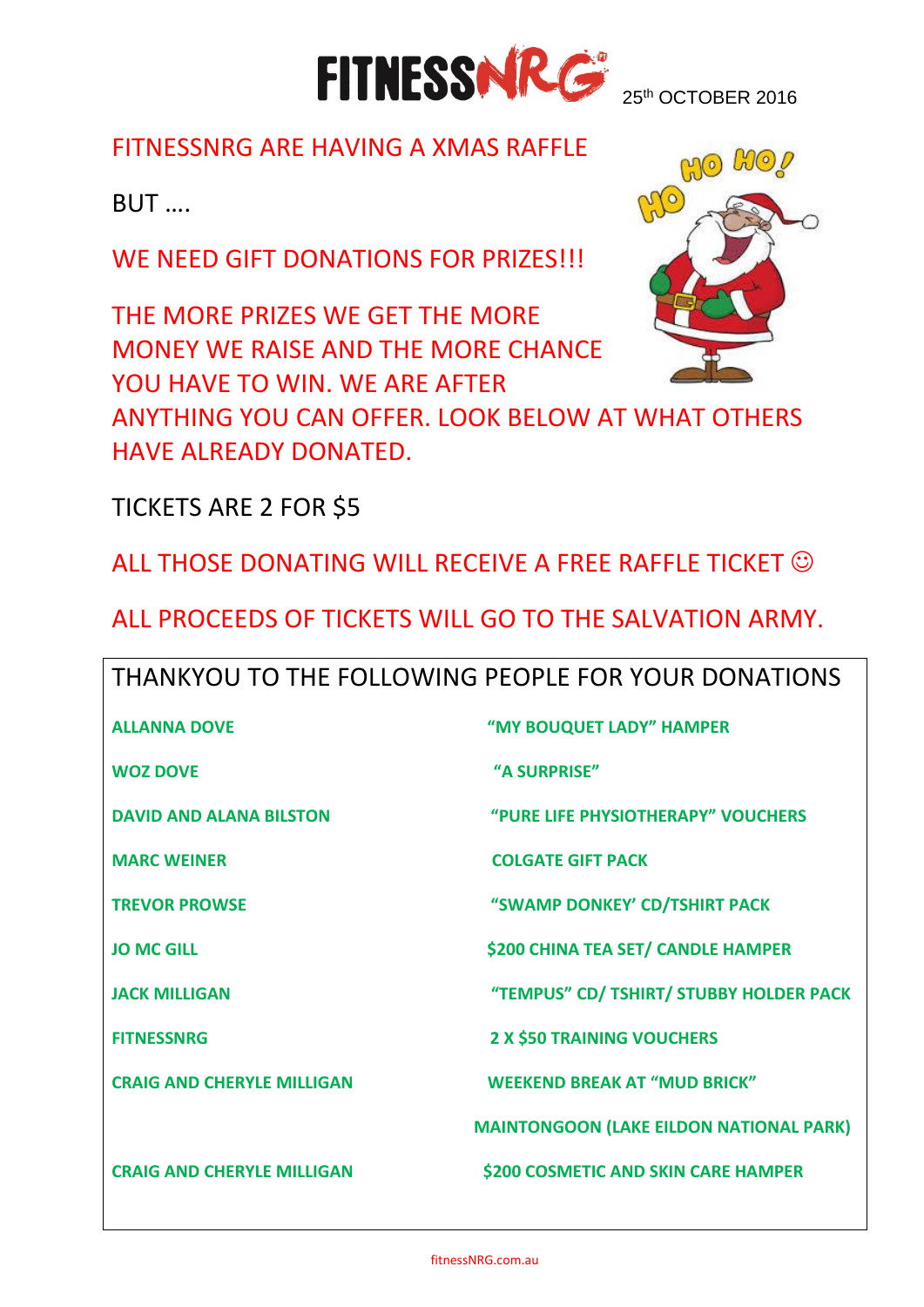# FITNESSNRG

25th OCTOBER 2016

FITNESSNRG ARE HAVING A XMAS RAFFLE

BUT ….

WE NEED GIFT DONATIONS FOR PRIZES!!!

THE MORE PRIZES WE GET THE MORE MONEY WE RAISE AND THE MORE CHANCE YOU HAVE TO WIN. WE ARE AFTER ANYTHING YOU CAN OFFER. LOOK BELOW AT WHAT OTHERS HAVE ALREADY DONATED.

TICKETS ARE 2 FOR $5

ALL THOSE DONATING WILL RECEIVE A FREE RAFFLE TICKET ☺

ALL PROCEEDS OF TICKETS WILL GO TO THE SALVATION ARMY.

| THANKYOU TO THE FOLLOWING PEOPLE FOR YOUR DONATIONS | |
|---|---|
| **ALLANNA DOVE** | **"MY BOUQUET LADY" HAMPER** |
| **WOZ DOVE** | **"A SURPRISE"** |
| **DAVID AND ALANA BILSTON** | **"PURE LIFE PHYSIOTHERAPY" VOUCHERS** |
| **MARC WEINER** | **COLGATE GIFT PACK** |
| **TREVOR PROWSE** | **"SWAMP DONKEY' CD/TSHIRT PACK** |
| **JO MC GILL** | **$200 CHINA TEA SET/ CANDLE HAMPER** |
| **JACK MILLIGAN** | **"TEMPUS" CD/ TSHIRT/ STUBBY HOLDER PACK** |
| **FITNESSNRG** | **2 X $50 TRAINING VOUCHERS** |
| **CRAIG AND CHERYLE MILLIGAN** | **WEEKEND BREAK AT "MUD BRICK" MAINTONGOON (LAKE EILDON NATIONAL PARK)** |
| **CRAIG AND CHERYLE MILLIGAN** | **$200 COSMETIC AND SKIN CARE HAMPER** |

fitnessNRG.com.au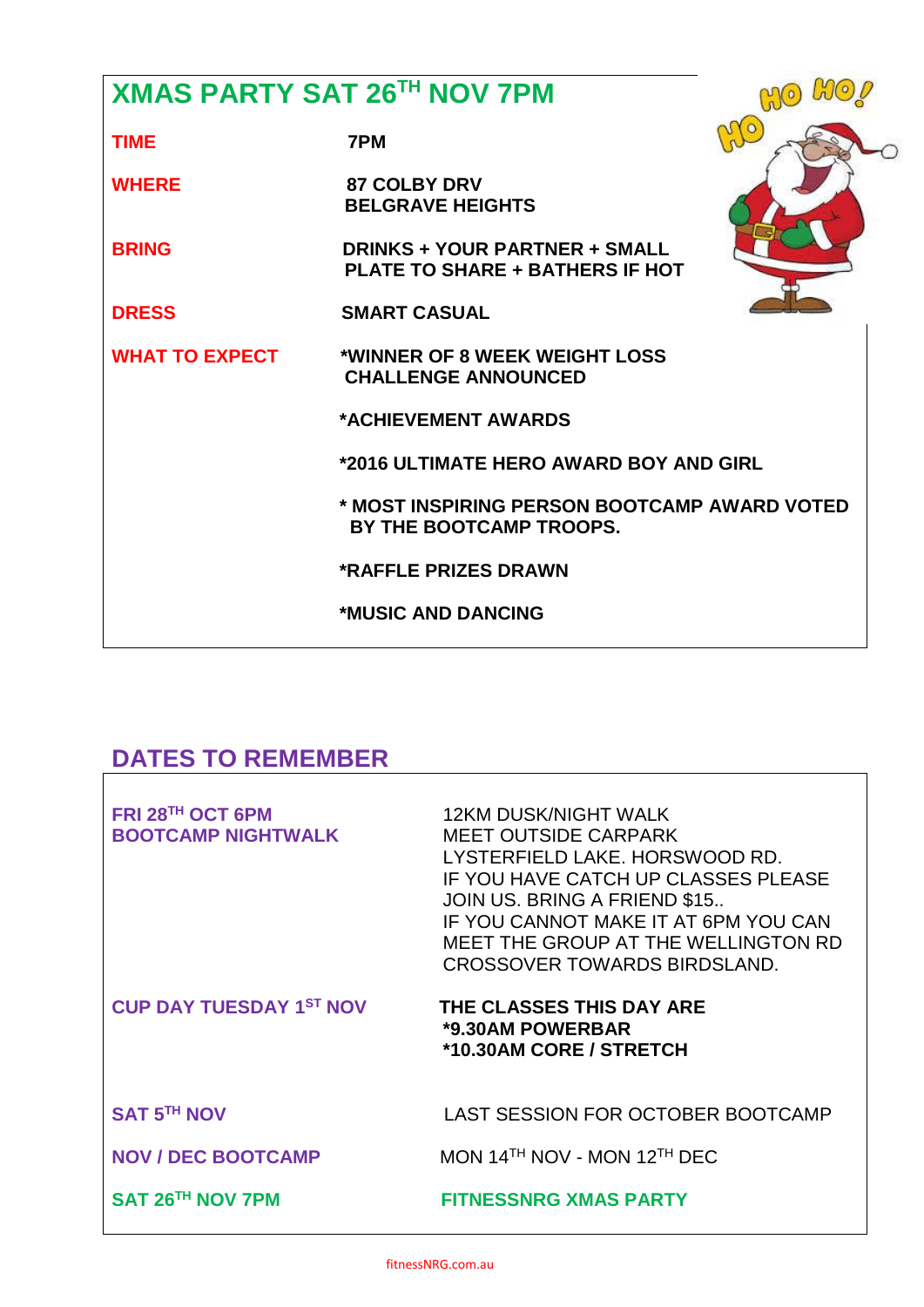## XMAS PARTY SAT 26TH NOV 7PM

| | |
|---|---|
| **TIME** | **7PM** |
| **WHERE** | **87 COLBY DRV BELGRAVE HEIGHTS** |
| **BRING** | **DRINKS + YOUR PARTNER + SMALL PLATE TO SHARE + BATHERS IF HOT** |
| **DRESS** | **SMART CASUAL** |
| **WHAT TO EXPECT** | ***WINNER OF 8 WEEK WEIGHT LOSS CHALLENGE ANNOUNCED** |
| | ***ACHIEVEMENT AWARDS** |
| | ***2016 ULTIMATE HERO AWARD BOY AND GIRL** |
| | *** MOST INSPIRING PERSON BOOTCAMP AWARD VOTED BY THE BOOTCAMP TROOPS.** |
| | ***RAFFLE PRIZES DRAWN** |
| | ***MUSIC AND DANCING** |

## DATES TO REMEMBER

| | |
|---|---|
| **FRI 28TH OCT 6PM BOOTCAMP NIGHTWALK** | 12KM DUSK/NIGHT WALK MEET OUTSIDE CARPARK LYSTERFIELD LAKE. HORSWOOD RD. IF YOU HAVE CATCH UP CLASSES PLEASE JOIN US. BRING A FRIEND $15.. IF YOU CANNOT MAKE IT AT 6PM YOU CAN MEET THE GROUP AT THE WELLINGTON RD CROSSOVER TOWARDS BIRDSLAND. |
| **CUP DAY TUESDAY 1ST NOV** | **THE CLASSES THIS DAY ARE *9.30AM POWERBAR *10.30AM CORE / STRETCH** |
| **SAT 5TH NOV** | LAST SESSION FOR OCTOBER BOOTCAMP |
| **NOV / DEC BOOTCAMP** | MON 14TH NOV - MON 12TH DEC |
| **SAT 26TH NOV 7PM** | **FITNESSNRG XMAS PARTY** |

fitnessNRG.com.au